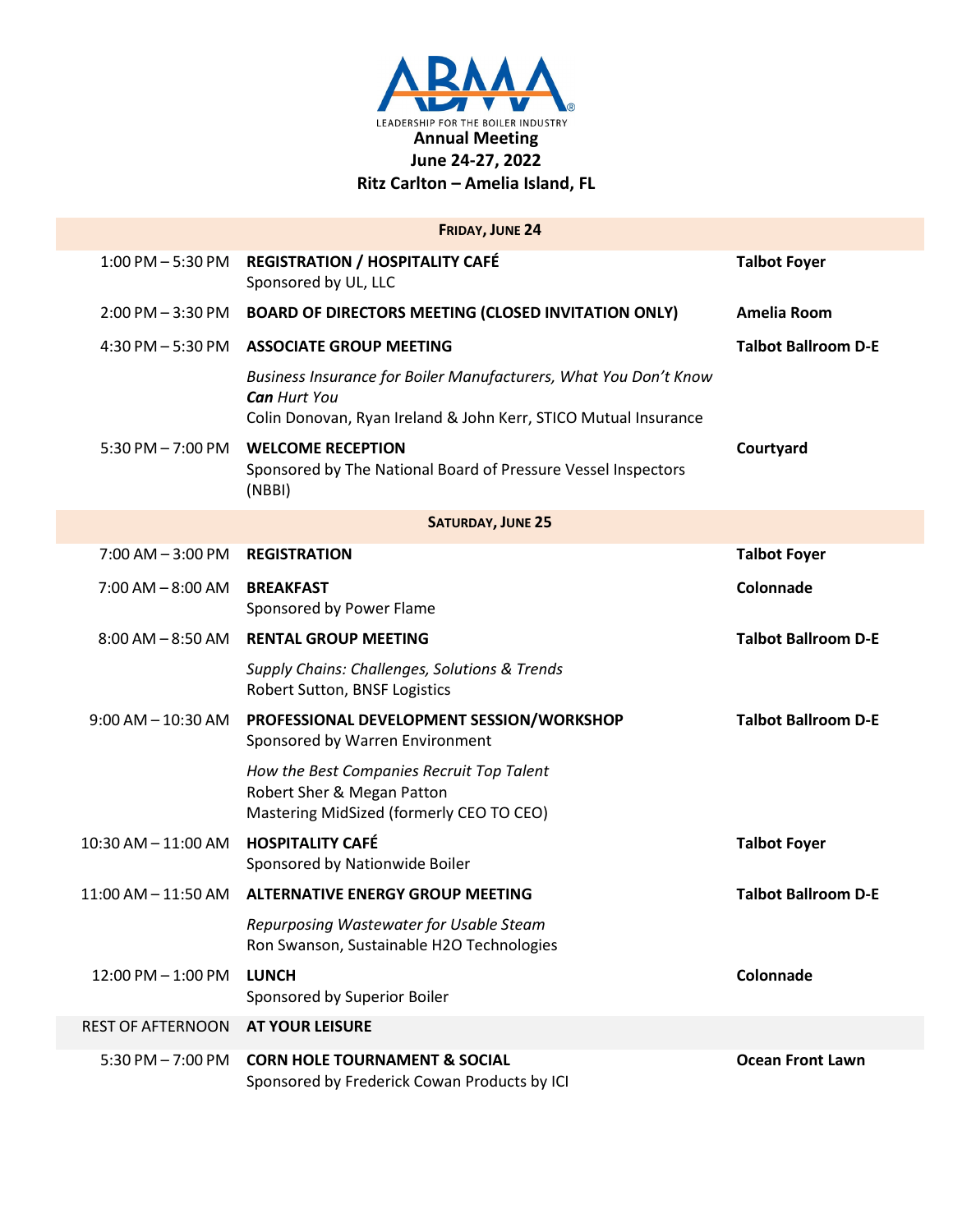**ABMA**

LEADERSHIP FOR THE BOILER INDUSTRY

# Annual Meeting
## June 24-27, 2022
## Ritz Carlton – Amelia Island, FL

| | **FRIDAY, JUNE 24** | |
|---|---|---|
| 1:00 PM – 5:30 PM | **REGISTRATION / HOSPITALITY CAFÉ**<br>Sponsored by UL, LLC | **Talbot Foyer** |
| 2:00 PM – 3:30 PM | **BOARD OF DIRECTORS MEETING (CLOSED INVITATION ONLY)** | **Amelia Room** |
| 4:30 PM – 5:30 PM | **ASSOCIATE GROUP MEETING** | **Talbot Ballroom D-E** |
| | *Business Insurance for Boiler Manufacturers, What You Don't Know **Can** Hurt You*<br>Colin Donovan, Ryan Ireland & John Kerr, STICO Mutual Insurance | |
| 5:30 PM – 7:00 PM | **WELCOME RECEPTION**<br>Sponsored by The National Board of Pressure Vessel Inspectors (NBBI) | **Courtyard** |
| | **SATURDAY, JUNE 25** | |
| 7:00 AM – 3:00 PM | **REGISTRATION** | **Talbot Foyer** |
| 7:00 AM – 8:00 AM | **BREAKFAST**<br>Sponsored by Power Flame | **Colonnade** |
| 8:00 AM – 8:50 AM | **RENTAL GROUP MEETING** | **Talbot Ballroom D-E** |
| | *Supply Chains: Challenges, Solutions & Trends*<br>Robert Sutton, BNSF Logistics | |
| 9:00 AM – 10:30 AM | **PROFESSIONAL DEVELOPMENT SESSION/WORKSHOP**<br>Sponsored by Warren Environment | **Talbot Ballroom D-E** |
| | *How the Best Companies Recruit Top Talent*<br>Robert Sher & Megan Patton<br>Mastering MidSized (formerly CEO TO CEO) | |
| 10:30 AM – 11:00 AM | **HOSPITALITY CAFÉ**<br>Sponsored by Nationwide Boiler | **Talbot Foyer** |
| 11:00 AM – 11:50 AM | **ALTERNATIVE ENERGY GROUP MEETING** | **Talbot Ballroom D-E** |
| | *Repurposing Wastewater for Usable Steam*<br>Ron Swanson, Sustainable H2O Technologies | |
| 12:00 PM – 1:00 PM | **LUNCH**<br>Sponsored by Superior Boiler | **Colonnade** |
| REST OF AFTERNOON | **AT YOUR LEISURE** | |
| 5:30 PM – 7:00 PM | **CORN HOLE TOURNAMENT & SOCIAL**<br>Sponsored by Frederick Cowan Products by ICI | **Ocean Front Lawn** |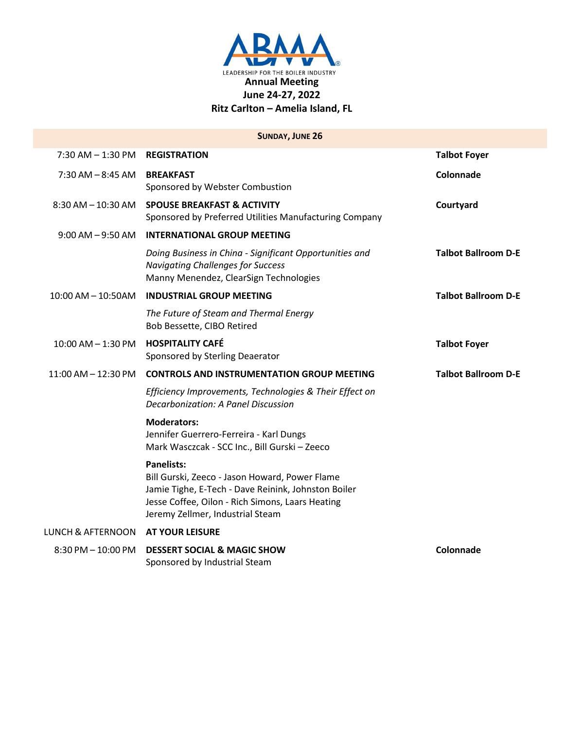ABMA

LEADERSHIP FOR THE BOILER INDUSTRY

**Annual Meeting**
**June 24-27, 2022**
**Ritz Carlton – Amelia Island, FL**

## SUNDAY, JUNE 26

| Time | Event | Location |
|---|---|---|
| 7:30 AM – 1:30 PM | **REGISTRATION** | **Talbot Foyer** |
| 7:30 AM – 8:45 AM | **BREAKFAST**<br>Sponsored by Webster Combustion | **Colonnade** |
| 8:30 AM – 10:30 AM | **SPOUSE BREAKFAST & ACTIVITY**<br>Sponsored by Preferred Utilities Manufacturing Company | **Courtyard** |
| 9:00 AM – 9:50 AM | **INTERNATIONAL GROUP MEETING**<br>*Doing Business in China - Significant Opportunities and Navigating Challenges for Success*<br>Manny Menendez, ClearSign Technologies | **Talbot Ballroom D-E** |
| 10:00 AM – 10:50AM | **INDUSTRIAL GROUP MEETING**<br>*The Future of Steam and Thermal Energy*<br>Bob Bessette, CIBO Retired | **Talbot Ballroom D-E** |
| 10:00 AM – 1:30 PM | **HOSPITALITY CAFÉ**<br>Sponsored by Sterling Deaerator | **Talbot Foyer** |
| 11:00 AM – 12:30 PM | **CONTROLS AND INSTRUMENTATION GROUP MEETING**<br>*Efficiency Improvements, Technologies & Their Effect on Decarbonization: A Panel Discussion*<br>**Moderators:**<br>Jennifer Guerrero-Ferreira - Karl Dungs<br>Mark Wasczcak - SCC Inc., Bill Gurski – Zeeco<br>**Panelists:**<br>Bill Gurski, Zeeco - Jason Howard, Power Flame<br>Jamie Tighe, E-Tech - Dave Reinink, Johnston Boiler<br>Jesse Coffee, Oilon - Rich Simons, Laars Heating<br>Jeremy Zellmer, Industrial Steam | **Talbot Ballroom D-E** |
| LUNCH & AFTERNOON | **AT YOUR LEISURE** | |
| 8:30 PM – 10:00 PM | **DESSERT SOCIAL & MAGIC SHOW**<br>Sponsored by Industrial Steam | **Colonnade** |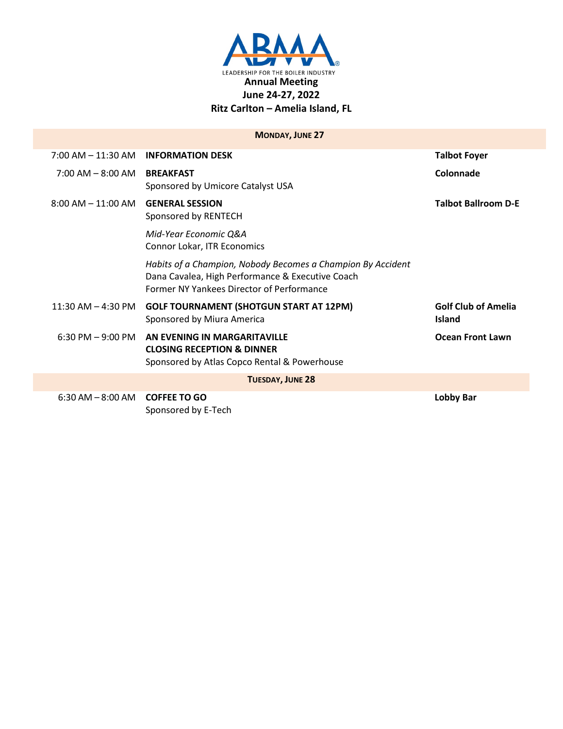ABMA

LEADERSHIP FOR THE BOILER INDUSTRY

**Annual Meeting**
**June 24-27, 2022**
**Ritz Carlton – Amelia Island, FL**

| | | |
|---|---|---|
| **MONDAY, JUNE 27** | | |
| 7:00 AM – 11:30 AM | **INFORMATION DESK** | **Talbot Foyer** |
| 7:00 AM – 8:00 AM | **BREAKFAST**<br>Sponsored by Umicore Catalyst USA | **Colonnade** |
| 8:00 AM – 11:00 AM | **GENERAL SESSION**<br>Sponsored by RENTECH<br><br>*Mid-Year Economic Q&A*<br>Connor Lokar, ITR Economics<br><br>*Habits of a Champion, Nobody Becomes a Champion By Accident*<br>Dana Cavalea, High Performance & Executive Coach<br>Former NY Yankees Director of Performance | **Talbot Ballroom D-E** |
| 11:30 AM – 4:30 PM | **GOLF TOURNAMENT (SHOTGUN START AT 12PM)**<br>Sponsored by Miura America | **Golf Club of Amelia Island** |
| 6:30 PM – 9:00 PM | **AN EVENING IN MARGARITAVILLE**<br>**CLOSING RECEPTION & DINNER**<br>Sponsored by Atlas Copco Rental & Powerhouse | **Ocean Front Lawn** |
| **TUESDAY, JUNE 28** | | |
| 6:30 AM – 8:00 AM | **COFFEE TO GO**<br>Sponsored by E-Tech | **Lobby Bar** |